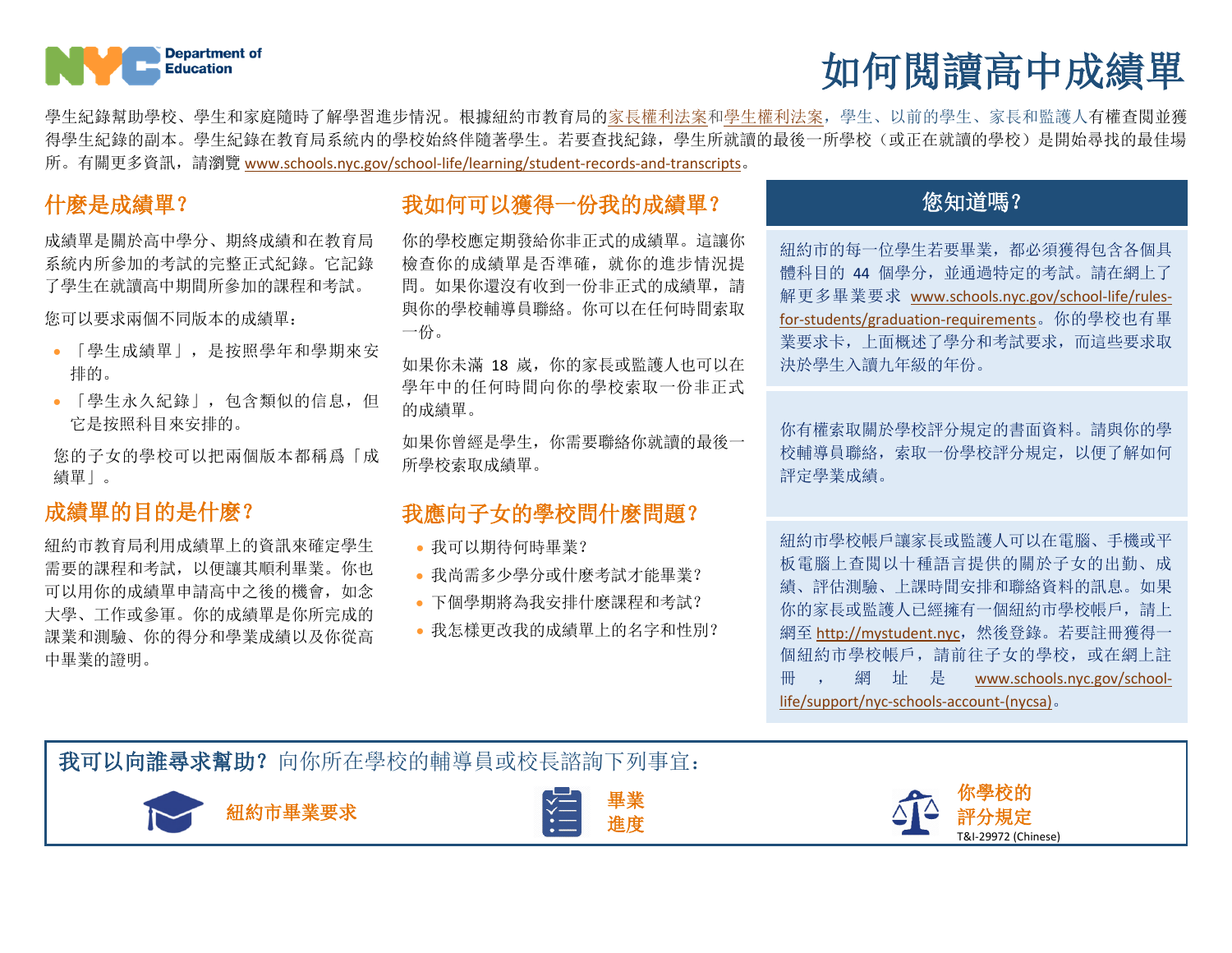# 如何閱讀高中成績單

學生紀錄幫助學校、學生和家庭隨時了解學習進步情況。根據紐約市教育局的家長權利法案和學生權利法案，學生、以前的學生、家長和監護人有權查閱並獲得學生紀錄的副本。學生紀錄在教育局系統內的學校始終伴隨著學生。若要查找紀錄，學生所就讀的最後一所學校（或正在就讀的學校）是開始尋找的最佳場所。有關更多資訊，請瀏覽 www.schools.nyc.gov/school-life/learning/student-records-and-transcripts。

## 什麼是成績單？

成績單是關於高中學分、期終成績和在教育局系統內所參加的考試的完整正式紀錄。它記錄了學生在就讀高中期間所參加的課程和考試。

您可以要求兩個不同版本的成績單：

- 「學生成績單」，是按照學年和學期來安排的。
- 「學生永久紀錄」，包含類似的信息，但它是按照科目來安排的。

您的子女的學校可以把兩個版本都稱爲「成績單」。

## 成績單的目的是什麼？

紐約市教育局利用成績單上的資訊來確定學生需要的課程和考試，以便讓其順利畢業。你也可以用你的成績單申請高中之後的機會，如念大學、工作或參軍。你的成績單是你所完成的課業和測驗、你的得分和學業成績以及你從高中畢業的證明。

## 我如何可以獲得一份我的成績單？

你的學校應定期發給你非正式的成績單。這讓你檢查你的成績單是否準確，就你的進步情況提問。如果你還沒有收到一份非正式的成績單，請與你的學校輔導員聯絡。你可以在任何時間索取一份。

如果你未滿 18 歲，你的家長或監護人也可以在學年中的任何時間向你的學校索取一份非正式的成績單。

如果你曾經是學生，你需要聯絡你就讀的最後一所學校索取成績單。

## 我應向子女的學校問什麼問題？

- 我可以期待何時畢業？
- 我尚需多少學分或什麼考試才能畢業？
- 下個學期將為我安排什麼課程和考試？
- 我怎樣更改我的成績單上的名字和性別？

## 您知道嗎？

紐約市的每一位學生若要畢業，都必須獲得包含各個具體科目的 44 個學分，並通過特定的考試。請在網上了解更多畢業要求 www.schools.nyc.gov/school-life/rules-for-students/graduation-requirements。你的學校也有畢業要求卡，上面概述了學分和考試要求，而這些要求取決於學生入讀九年級的年份。

你有權索取關於學校評分規定的書面資料。請與你的學校輔導員聯絡，索取一份學校評分規定，以便了解如何評定學業成績。

紐約市學校帳戶讓家長或監護人可以在電腦、手機或平板電腦上查閱以十種語言提供的關於子女的出勤、成績、評估測驗、上課時間安排和聯絡資料的訊息。如果你的家長或監護人已經擁有一個紐約市學校帳戶，請上網至 http://mystudent.nyc，然後登錄。若要註冊獲得一個紐約市學校帳戶，請前往子女的學校，或在網上註冊，網址是 www.schools.nyc.gov/school-life/support/nyc-schools-account-(nycsa)。

**我可以向誰尋求幫助？**向你所在學校的輔導員或校長諮詢下列事宜：

- 紐約市畢業要求
- 畢業進度
- 你學校的評分規定

T&I-29972 (Chinese)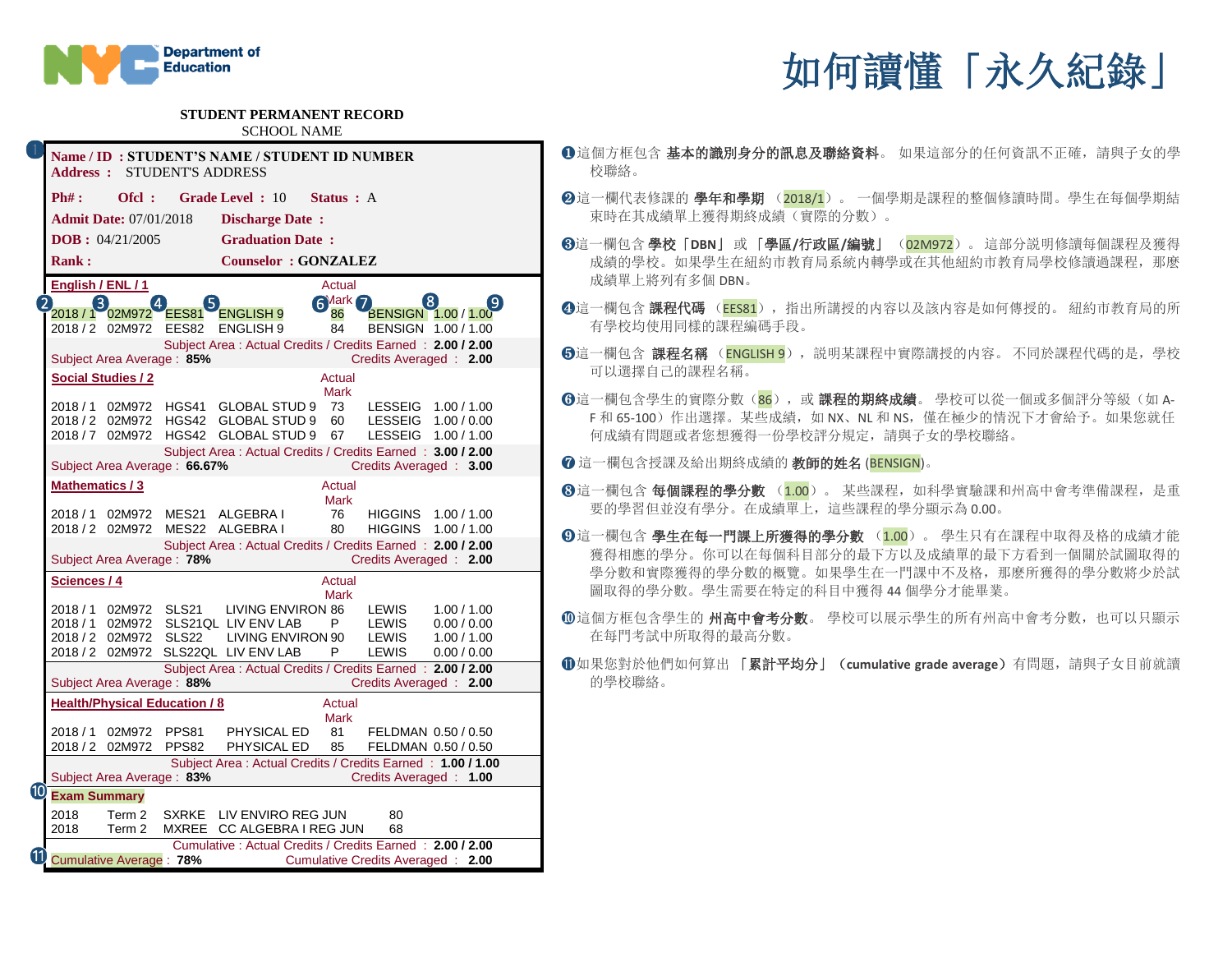# 如何讀懂「永久紀錄」

**STUDENT PERMANENT RECORD**
SCHOOL NAME

❶
**Name / ID : STUDENT'S NAME / STUDENT ID NUMBER**
**Address :** STUDENT'S ADDRESS

**Ph# :** **Ofcl :** **Grade Level :** 10 **Status :** A
**Admit Date:** 07/01/2018 **Discharge Date :**
**DOB :** 04/21/2005 **Graduation Date :**
**Rank :** **Counselor : GONZALEZ**

**English / ENL / 1**

| ❷ Term | ❸ School | ❹ Course | ❺ Course Name | ❻ Actual Mark | ❼ Teacher | ❽ / ❾ Credits |
|---|---|---|---|---|---|---|
| 2018 / 1 | 02M972 | EES81 | ENGLISH 9 | 86 | BENSIGN | 1.00 / 1.00 |
| 2018 / 2 | 02M972 | EES82 | ENGLISH 9 | 84 | BENSIGN | 1.00 / 1.00 |

Subject Area : Actual Credits / Credits Earned : **2.00 / 2.00**
Subject Area Average : **85%** Credits Averaged : **2.00**

**Social Studies / 2**

| Term | School | Course | Course Name | Actual Mark | Teacher | Credits |
|---|---|---|---|---|---|---|
| 2018 / 1 | 02M972 | HGS41 | GLOBAL STUD 9 | 73 | LESSEIG | 1.00 / 1.00 |
| 2018 / 2 | 02M972 | HGS42 | GLOBAL STUD 9 | 60 | LESSEIG | 1.00 / 0.00 |
| 2018 / 7 | 02M972 | HGS42 | GLOBAL STUD 9 | 67 | LESSEIG | 1.00 / 1.00 |

Subject Area : Actual Credits / Credits Earned : **3.00 / 2.00**
Subject Area Average : **66.67%** Credits Averaged : **3.00**

**Mathematics / 3**

| Term | School | Course | Course Name | Actual Mark | Teacher | Credits |
|---|---|---|---|---|---|---|
| 2018 / 1 | 02M972 | MES21 | ALGEBRA I | 76 | HIGGINS | 1.00 / 1.00 |
| 2018 / 2 | 02M972 | MES22 | ALGEBRA I | 80 | HIGGINS | 1.00 / 1.00 |

Subject Area : Actual Credits / Credits Earned : **2.00 / 2.00**
Subject Area Average : **78%** Credits Averaged : **2.00**

**Sciences / 4**

| Term | School | Course | Course Name | Actual Mark | Teacher | Credits |
|---|---|---|---|---|---|---|
| 2018 / 1 | 02M972 | SLS21 | LIVING ENVIRON | 86 | LEWIS | 1.00 / 1.00 |
| 2018 / 1 | 02M972 | SLS21QL | LIV ENV LAB | P | LEWIS | 0.00 / 0.00 |
| 2018 / 2 | 02M972 | SLS22 | LIVING ENVIRON | 90 | LEWIS | 1.00 / 1.00 |
| 2018 / 2 | 02M972 | SLS22QL | LIV ENV LAB | P | LEWIS | 0.00 / 0.00 |

Subject Area : Actual Credits / Credits Earned : **2.00 / 2.00**
Subject Area Average : **88%** Credits Averaged : **2.00**

**Health/Physical Education / 8**

| Term | School | Course | Course Name | Actual Mark | Teacher | Credits |
|---|---|---|---|---|---|---|
| 2018 / 1 | 02M972 | PPS81 | PHYSICAL ED | 81 | FELDMAN | 0.50 / 0.50 |
| 2018 / 2 | 02M972 | PPS82 | PHYSICAL ED | 85 | FELDMAN | 0.50 / 0.50 |

Subject Area : Actual Credits / Credits Earned : **1.00 / 1.00**
Subject Area Average : **83%** Credits Averaged : **1.00**

❿ **Exam Summary**

| | | | | |
|---|---|---|---|---|
| 2018 | Term 2 | SXRKE | LIV ENVIRO REG JUN | 80 |
| 2018 | Term 2 | MXREE | CC ALGEBRA I REG JUN | 68 |

Cumulative : Actual Credits / Credits Earned : **2.00 / 2.00**
⓫ Cumulative Average : **78%** Cumulative Credits Averaged : **2.00**

❶這個方框包含 **基本的識別身分的訊息及聯絡資料**。 如果這部分的任何資訊不正確，請與子女的學校聯絡。

❷這一欄代表修課的 **學年和學期** （2018/1）。 一個學期是課程的整個修讀時間。學生在每個學期結束時在其成績單上獲得期終成績（實際的分數）。

❸這一欄包含 **學校「DBN」** 或 **「學區/行政區/編號」** （02M972）。 這部分說明修讀每個課程及獲得成績的學校。如果學生在紐約市教育局系統內轉學或在其他紐約市教育局學校修讀過課程，那麼成績單上將列有多個 DBN。

❹這一欄包含 **課程代碼** （EES81），指出所講授的內容以及該內容是如何傳授的。 紐約市教育局的所有學校均使用同樣的課程編碼手段。

❺這一欄包含 **課程名稱** （ENGLISH 9），說明某課程中實際講授的內容。 不同於課程代碼的是，學校可以選擇自己的課程名稱。

❻這一欄包含學生的實際分數（86），或 **課程的期終成績**。 學校可以從一個或多個評分等級（如 A-F 和 65-100）作出選擇。某些成績，如 NX、NL 和 NS，僅在極少的情況下才會給予。如果您就任何成績有問題或者您想獲得一份學校評分規定，請與子女的學校聯絡。

❼ 這一欄包含授課及給出期終成績的 **教師的姓名** (BENSIGN)。

❽這一欄包含 **每個課程的學分數** （1.00）。 某些課程，如科學實驗課和州高中會考準備課程，是重要的學習但並沒有學分。在成績單上，這些課程的學分顯示為 0.00。

❾這一欄包含 **學生在每一門課上所獲得的學分數** （1.00）。 學生只有在課程中取得及格的成績才能獲得相應的學分。你可以在每個科目部分的最下方以及成績單的最下方看到一個關於試圖取得的學分數和實際獲得的學分數的概覽。如果學生在一門課中不及格，那麼所獲得的學分數將少於試圖取得的學分數。學生需要在特定的科目中獲得 44 個學分才能畢業。

❿這個方框包含學生的 **州高中會考分數**。 學校可以展示學生的所有州高中會考分數，也可以只顯示在每門考試中所取得的最高分數。

⓫如果您對於他們如何算出 **「累計平均分」（cumulative grade average）**有問題，請與子女目前就讀的學校聯絡。